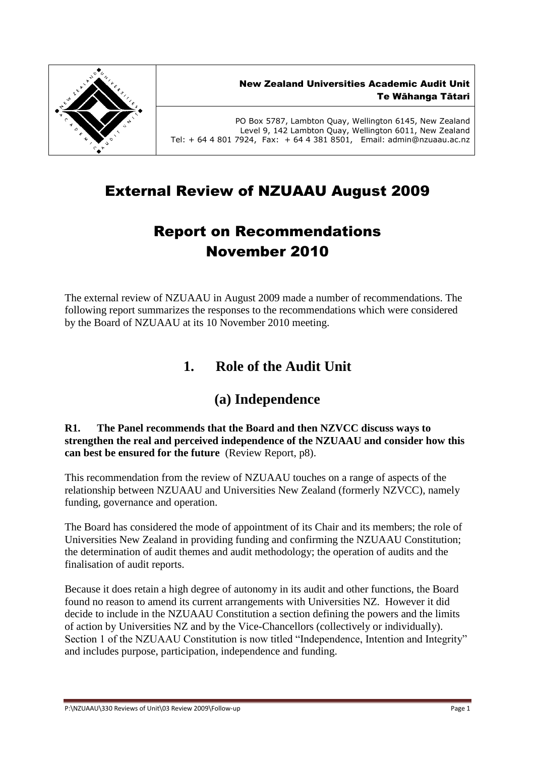New Zealand Universities Academic Audit Unit
Te Wāhanga Tātari

PO Box 5787, Lambton Quay, Wellington 6145, New Zealand
Level 9, 142 Lambton Quay, Wellington 6011, New Zealand
Tel: + 64 4 801 7924, Fax: + 64 4 381 8501, Email: admin@nzuaau.ac.nz

# External Review of NZUAAU August 2009

# Report on Recommendations November 2010

The external review of NZUAAU in August 2009 made a number of recommendations. The following report summarizes the responses to the recommendations which were considered by the Board of NZUAAU at its 10 November 2010 meeting.

## 1. Role of the Audit Unit

### (a) Independence

**R1. The Panel recommends that the Board and then NZVCC discuss ways to strengthen the real and perceived independence of the NZUAAU and consider how this can best be ensured for the future** (Review Report, p8).

This recommendation from the review of NZUAAU touches on a range of aspects of the relationship between NZUAAU and Universities New Zealand (formerly NZVCC), namely funding, governance and operation.

The Board has considered the mode of appointment of its Chair and its members; the role of Universities New Zealand in providing funding and confirming the NZUAAU Constitution; the determination of audit themes and audit methodology; the operation of audits and the finalisation of audit reports.

Because it does retain a high degree of autonomy in its audit and other functions, the Board found no reason to amend its current arrangements with Universities NZ. However it did decide to include in the NZUAAU Constitution a section defining the powers and the limits of action by Universities NZ and by the Vice-Chancellors (collectively or individually). Section 1 of the NZUAAU Constitution is now titled "Independence, Intention and Integrity" and includes purpose, participation, independence and funding.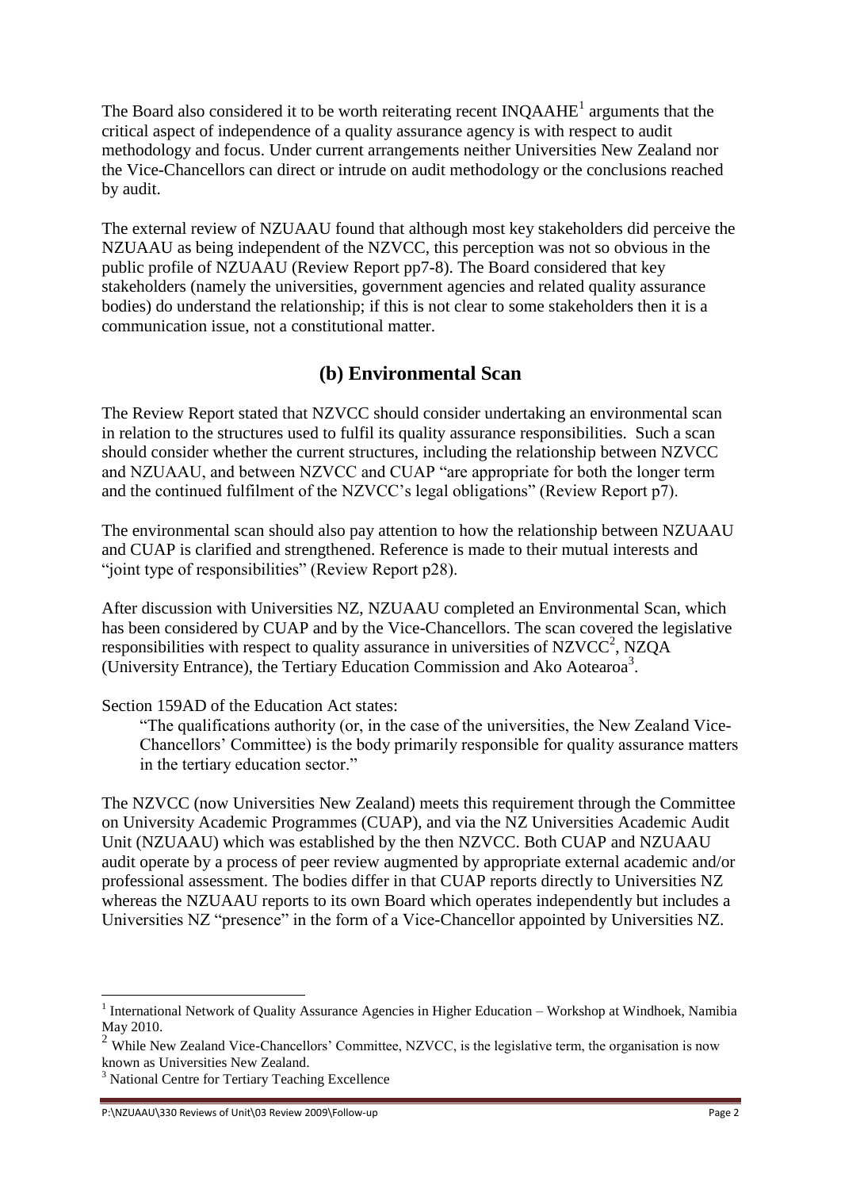The Board also considered it to be worth reiterating recent INQAAHE[1] arguments that the critical aspect of independence of a quality assurance agency is with respect to audit methodology and focus. Under current arrangements neither Universities New Zealand nor the Vice-Chancellors can direct or intrude on audit methodology or the conclusions reached by audit.

The external review of NZUAAU found that although most key stakeholders did perceive the NZUAAU as being independent of the NZVCC, this perception was not so obvious in the public profile of NZUAAU (Review Report pp7-8). The Board considered that key stakeholders (namely the universities, government agencies and related quality assurance bodies) do understand the relationship; if this is not clear to some stakeholders then it is a communication issue, not a constitutional matter.

## (b) Environmental Scan

The Review Report stated that NZVCC should consider undertaking an environmental scan in relation to the structures used to fulfil its quality assurance responsibilities. Such a scan should consider whether the current structures, including the relationship between NZVCC and NZUAAU, and between NZVCC and CUAP "are appropriate for both the longer term and the continued fulfilment of the NZVCC's legal obligations" (Review Report p7).

The environmental scan should also pay attention to how the relationship between NZUAAU and CUAP is clarified and strengthened. Reference is made to their mutual interests and "joint type of responsibilities" (Review Report p28).

After discussion with Universities NZ, NZUAAU completed an Environmental Scan, which has been considered by CUAP and by the Vice-Chancellors. The scan covered the legislative responsibilities with respect to quality assurance in universities of NZVCC[2], NZQA (University Entrance), the Tertiary Education Commission and Ako Aotearoa[3].

Section 159AD of the Education Act states:

> "The qualifications authority (or, in the case of the universities, the New Zealand Vice-Chancellors' Committee) is the body primarily responsible for quality assurance matters in the tertiary education sector."

The NZVCC (now Universities New Zealand) meets this requirement through the Committee on University Academic Programmes (CUAP), and via the NZ Universities Academic Audit Unit (NZUAAU) which was established by the then NZVCC. Both CUAP and NZUAAU audit operate by a process of peer review augmented by appropriate external academic and/or professional assessment. The bodies differ in that CUAP reports directly to Universities NZ whereas the NZUAAU reports to its own Board which operates independently but includes a Universities NZ "presence" in the form of a Vice-Chancellor appointed by Universities NZ.

---

[1] International Network of Quality Assurance Agencies in Higher Education – Workshop at Windhoek, Namibia May 2010.

[2] While New Zealand Vice-Chancellors' Committee, NZVCC, is the legislative term, the organisation is now known as Universities New Zealand.

[3] National Centre for Tertiary Teaching Excellence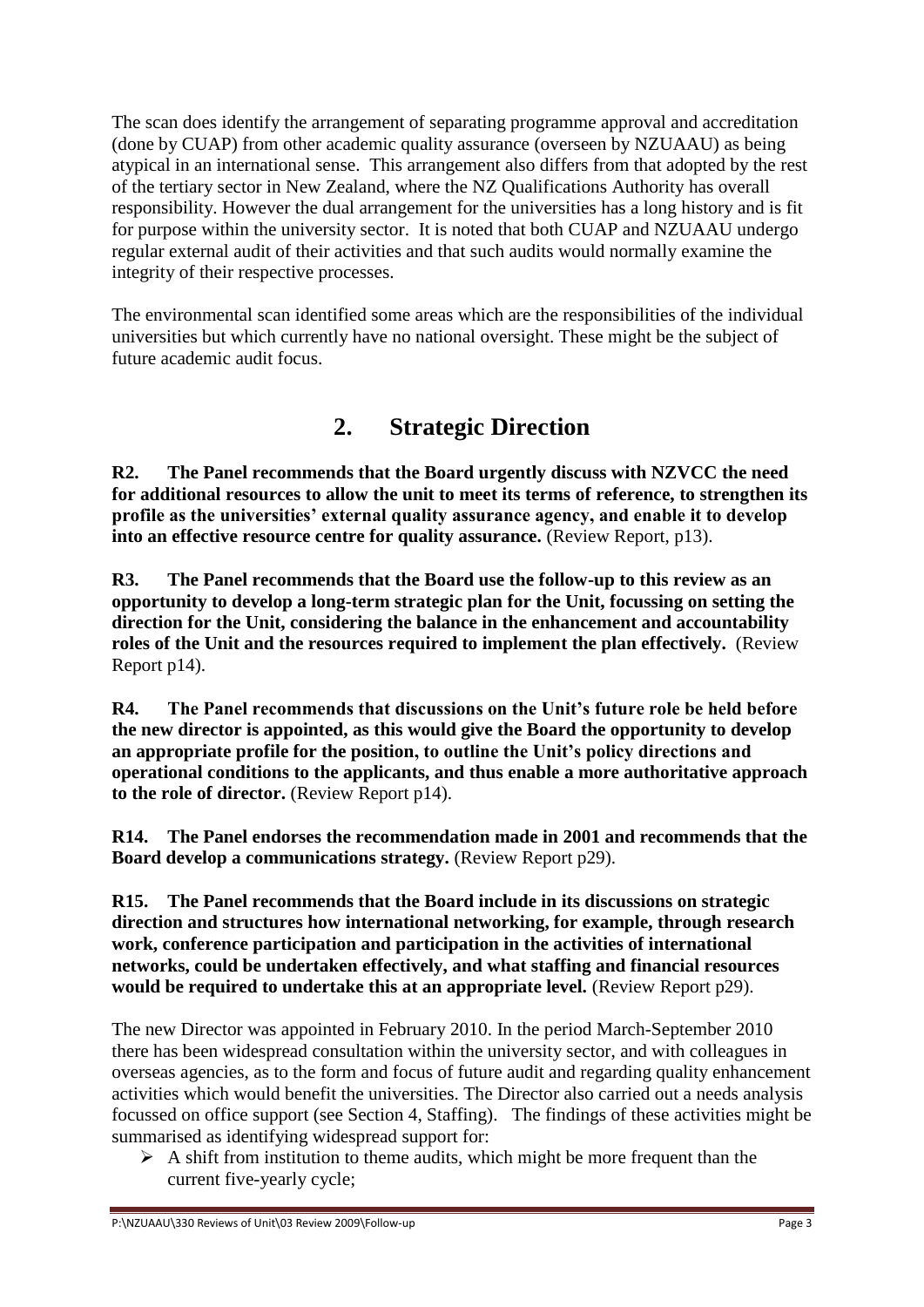The scan does identify the arrangement of separating programme approval and accreditation (done by CUAP) from other academic quality assurance (overseen by NZUAAU) as being atypical in an international sense. This arrangement also differs from that adopted by the rest of the tertiary sector in New Zealand, where the NZ Qualifications Authority has overall responsibility. However the dual arrangement for the universities has a long history and is fit for purpose within the university sector. It is noted that both CUAP and NZUAAU undergo regular external audit of their activities and that such audits would normally examine the integrity of their respective processes.

The environmental scan identified some areas which are the responsibilities of the individual universities but which currently have no national oversight. These might be the subject of future academic audit focus.

## 2. Strategic Direction

**R2. The Panel recommends that the Board urgently discuss with NZVCC the need for additional resources to allow the unit to meet its terms of reference, to strengthen its profile as the universities' external quality assurance agency, and enable it to develop into an effective resource centre for quality assurance.** (Review Report, p13).

**R3. The Panel recommends that the Board use the follow-up to this review as an opportunity to develop a long-term strategic plan for the Unit, focussing on setting the direction for the Unit, considering the balance in the enhancement and accountability roles of the Unit and the resources required to implement the plan effectively.** (Review Report p14).

**R4. The Panel recommends that discussions on the Unit's future role be held before the new director is appointed, as this would give the Board the opportunity to develop an appropriate profile for the position, to outline the Unit's policy directions and operational conditions to the applicants, and thus enable a more authoritative approach to the role of director.** (Review Report p14).

**R14. The Panel endorses the recommendation made in 2001 and recommends that the Board develop a communications strategy.** (Review Report p29).

**R15. The Panel recommends that the Board include in its discussions on strategic direction and structures how international networking, for example, through research work, conference participation and participation in the activities of international networks, could be undertaken effectively, and what staffing and financial resources would be required to undertake this at an appropriate level.** (Review Report p29).

The new Director was appointed in February 2010. In the period March-September 2010 there has been widespread consultation within the university sector, and with colleagues in overseas agencies, as to the form and focus of future audit and regarding quality enhancement activities which would benefit the universities. The Director also carried out a needs analysis focussed on office support (see Section 4, Staffing). The findings of these activities might be summarised as identifying widespread support for:

- A shift from institution to theme audits, which might be more frequent than the current five-yearly cycle;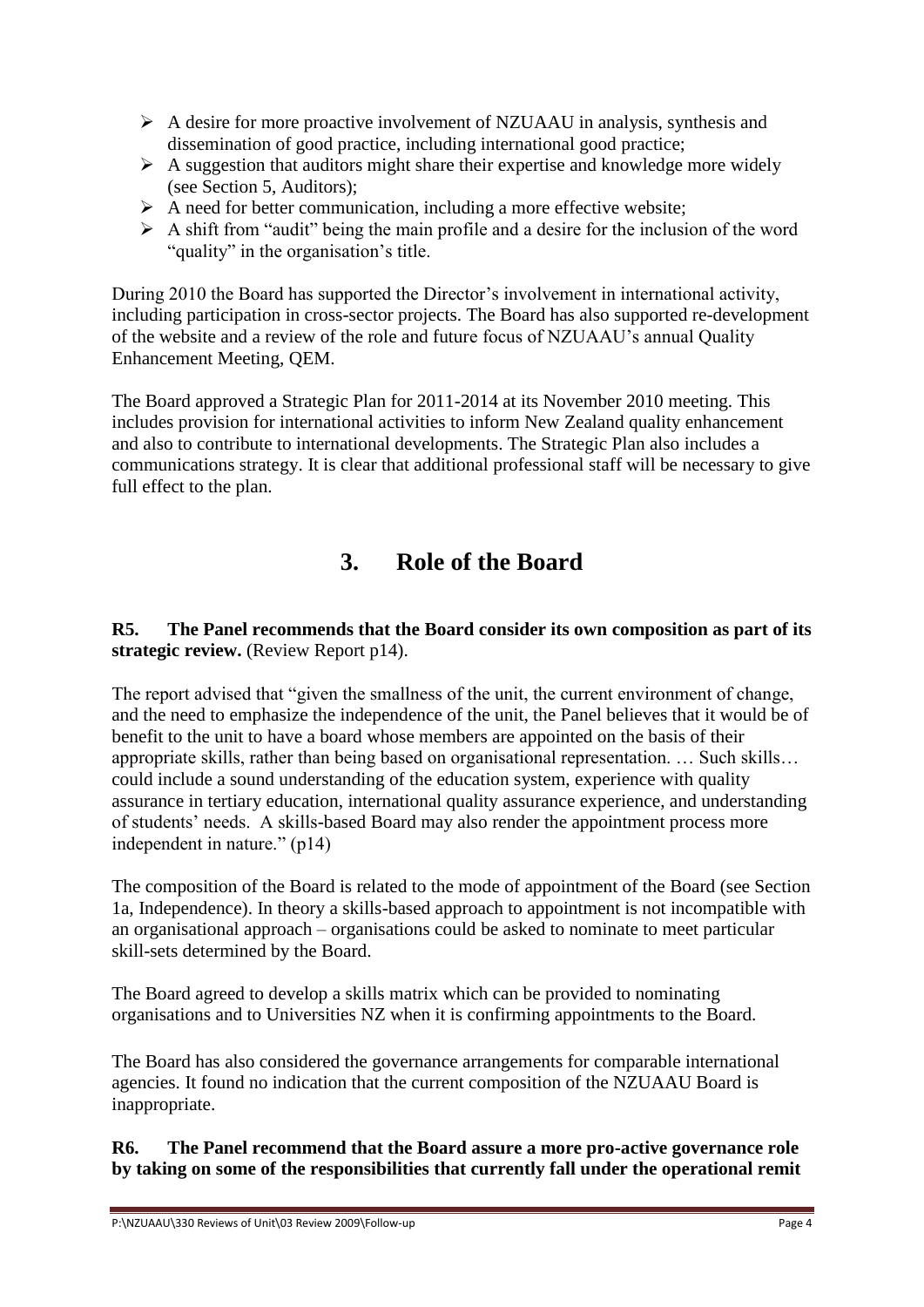- A desire for more proactive involvement of NZUAAU in analysis, synthesis and dissemination of good practice, including international good practice;
- A suggestion that auditors might share their expertise and knowledge more widely (see Section 5, Auditors);
- A need for better communication, including a more effective website;
- A shift from "audit" being the main profile and a desire for the inclusion of the word "quality" in the organisation's title.

During 2010 the Board has supported the Director's involvement in international activity, including participation in cross-sector projects. The Board has also supported re-development of the website and a review of the role and future focus of NZUAAU's annual Quality Enhancement Meeting, QEM.

The Board approved a Strategic Plan for 2011-2014 at its November 2010 meeting. This includes provision for international activities to inform New Zealand quality enhancement and also to contribute to international developments. The Strategic Plan also includes a communications strategy. It is clear that additional professional staff will be necessary to give full effect to the plan.

# 3. Role of the Board

**R5. The Panel recommends that the Board consider its own composition as part of its strategic review.** (Review Report p14).

The report advised that "given the smallness of the unit, the current environment of change, and the need to emphasize the independence of the unit, the Panel believes that it would be of benefit to the unit to have a board whose members are appointed on the basis of their appropriate skills, rather than being based on organisational representation. … Such skills… could include a sound understanding of the education system, experience with quality assurance in tertiary education, international quality assurance experience, and understanding of students' needs. A skills-based Board may also render the appointment process more independent in nature." (p14)

The composition of the Board is related to the mode of appointment of the Board (see Section 1a, Independence). In theory a skills-based approach to appointment is not incompatible with an organisational approach – organisations could be asked to nominate to meet particular skill-sets determined by the Board.

The Board agreed to develop a skills matrix which can be provided to nominating organisations and to Universities NZ when it is confirming appointments to the Board.

The Board has also considered the governance arrangements for comparable international agencies. It found no indication that the current composition of the NZUAAU Board is inappropriate.

**R6. The Panel recommend that the Board assure a more pro-active governance role by taking on some of the responsibilities that currently fall under the operational remit**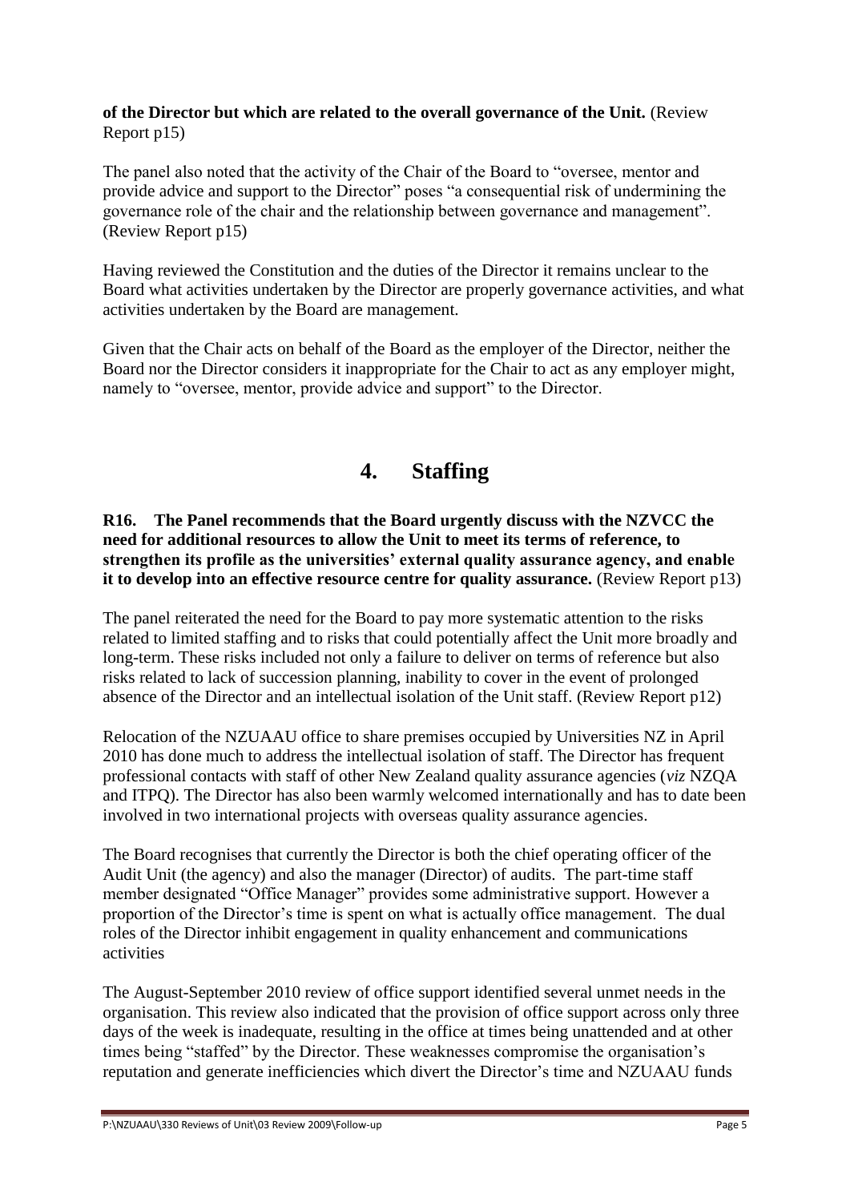**of the Director but which are related to the overall governance of the Unit.** (Review Report p15)

The panel also noted that the activity of the Chair of the Board to "oversee, mentor and provide advice and support to the Director" poses "a consequential risk of undermining the governance role of the chair and the relationship between governance and management". (Review Report p15)

Having reviewed the Constitution and the duties of the Director it remains unclear to the Board what activities undertaken by the Director are properly governance activities, and what activities undertaken by the Board are management.

Given that the Chair acts on behalf of the Board as the employer of the Director, neither the Board nor the Director considers it inappropriate for the Chair to act as any employer might, namely to "oversee, mentor, provide advice and support" to the Director.

## 4. Staffing

**R16. The Panel recommends that the Board urgently discuss with the NZVCC the need for additional resources to allow the Unit to meet its terms of reference, to strengthen its profile as the universities' external quality assurance agency, and enable it to develop into an effective resource centre for quality assurance.** (Review Report p13)

The panel reiterated the need for the Board to pay more systematic attention to the risks related to limited staffing and to risks that could potentially affect the Unit more broadly and long-term. These risks included not only a failure to deliver on terms of reference but also risks related to lack of succession planning, inability to cover in the event of prolonged absence of the Director and an intellectual isolation of the Unit staff. (Review Report p12)

Relocation of the NZUAAU office to share premises occupied by Universities NZ in April 2010 has done much to address the intellectual isolation of staff. The Director has frequent professional contacts with staff of other New Zealand quality assurance agencies (*viz* NZQA and ITPQ). The Director has also been warmly welcomed internationally and has to date been involved in two international projects with overseas quality assurance agencies.

The Board recognises that currently the Director is both the chief operating officer of the Audit Unit (the agency) and also the manager (Director) of audits. The part-time staff member designated "Office Manager" provides some administrative support. However a proportion of the Director's time is spent on what is actually office management. The dual roles of the Director inhibit engagement in quality enhancement and communications activities

The August-September 2010 review of office support identified several unmet needs in the organisation. This review also indicated that the provision of office support across only three days of the week is inadequate, resulting in the office at times being unattended and at other times being "staffed" by the Director. These weaknesses compromise the organisation's reputation and generate inefficiencies which divert the Director's time and NZUAAU funds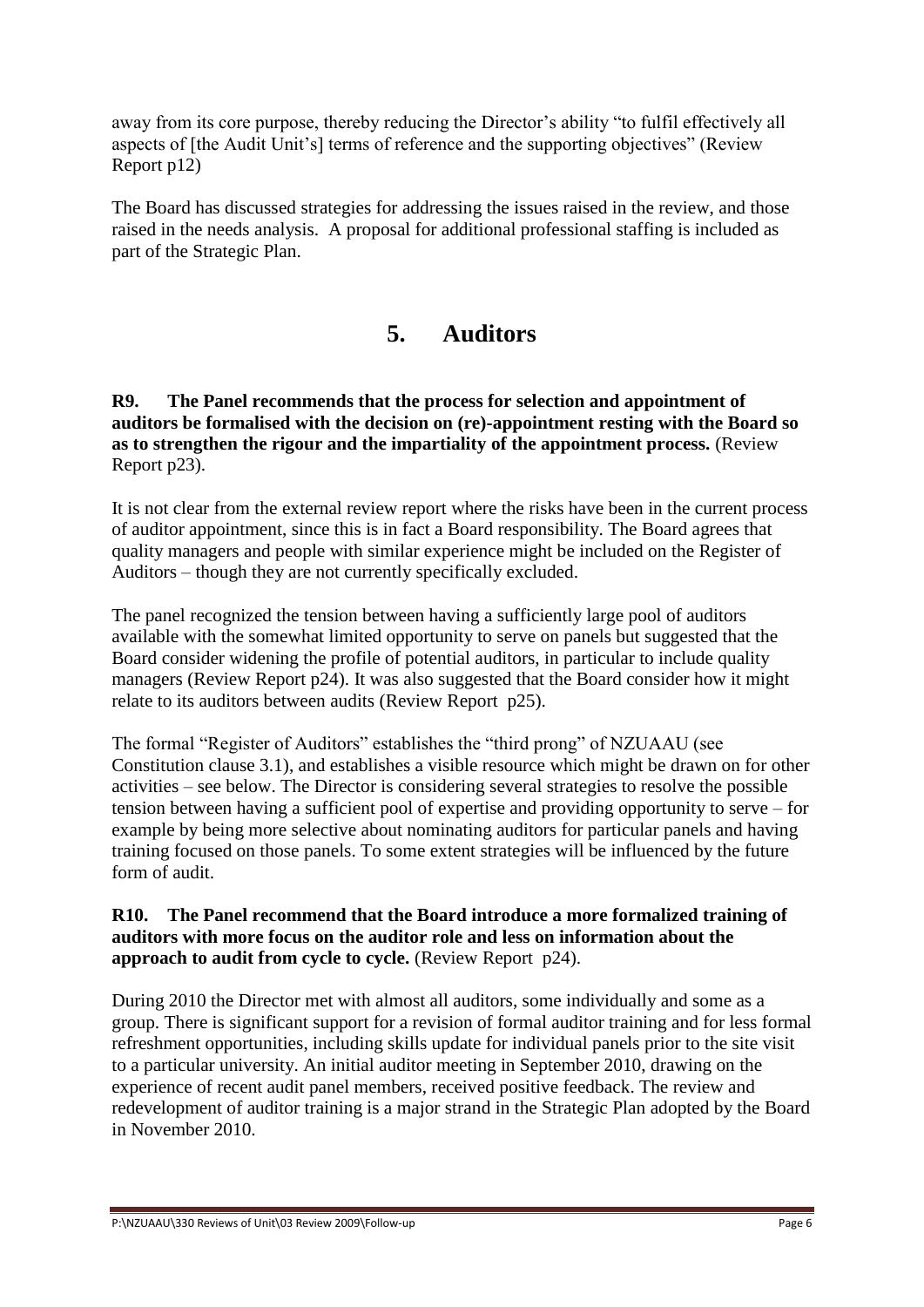away from its core purpose, thereby reducing the Director's ability "to fulfil effectively all aspects of [the Audit Unit's] terms of reference and the supporting objectives" (Review Report p12)

The Board has discussed strategies for addressing the issues raised in the review, and those raised in the needs analysis. A proposal for additional professional staffing is included as part of the Strategic Plan.

## 5. Auditors

**R9. The Panel recommends that the process for selection and appointment of auditors be formalised with the decision on (re)-appointment resting with the Board so as to strengthen the rigour and the impartiality of the appointment process.** (Review Report p23).

It is not clear from the external review report where the risks have been in the current process of auditor appointment, since this is in fact a Board responsibility. The Board agrees that quality managers and people with similar experience might be included on the Register of Auditors – though they are not currently specifically excluded.

The panel recognized the tension between having a sufficiently large pool of auditors available with the somewhat limited opportunity to serve on panels but suggested that the Board consider widening the profile of potential auditors, in particular to include quality managers (Review Report p24). It was also suggested that the Board consider how it might relate to its auditors between audits (Review Report p25).

The formal "Register of Auditors" establishes the "third prong" of NZUAAU (see Constitution clause 3.1), and establishes a visible resource which might be drawn on for other activities – see below. The Director is considering several strategies to resolve the possible tension between having a sufficient pool of expertise and providing opportunity to serve – for example by being more selective about nominating auditors for particular panels and having training focused on those panels. To some extent strategies will be influenced by the future form of audit.

**R10. The Panel recommend that the Board introduce a more formalized training of auditors with more focus on the auditor role and less on information about the approach to audit from cycle to cycle.** (Review Report p24).

During 2010 the Director met with almost all auditors, some individually and some as a group. There is significant support for a revision of formal auditor training and for less formal refreshment opportunities, including skills update for individual panels prior to the site visit to a particular university. An initial auditor meeting in September 2010, drawing on the experience of recent audit panel members, received positive feedback. The review and redevelopment of auditor training is a major strand in the Strategic Plan adopted by the Board in November 2010.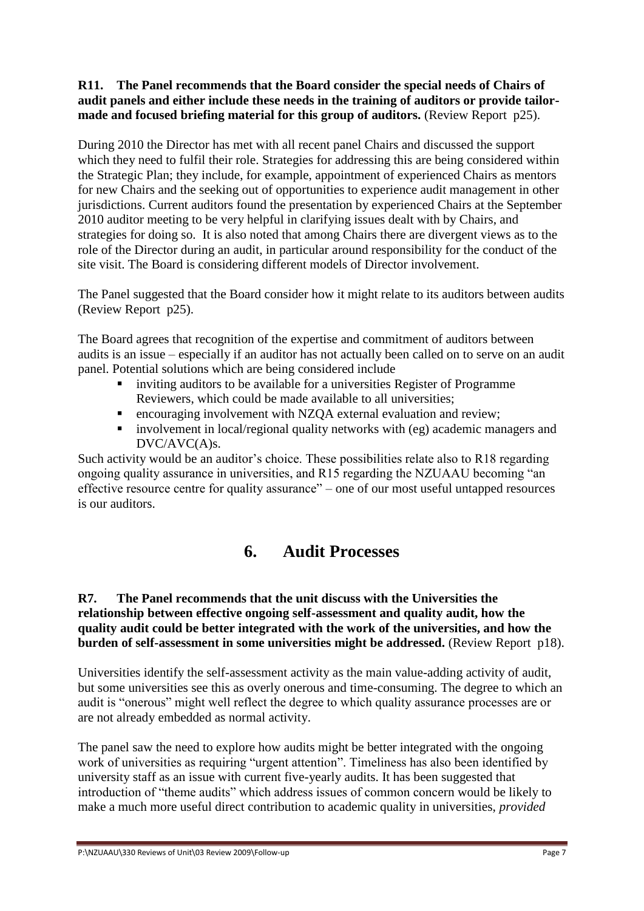**R11. The Panel recommends that the Board consider the special needs of Chairs of audit panels and either include these needs in the training of auditors or provide tailor-made and focused briefing material for this group of auditors.** (Review Report p25).

During 2010 the Director has met with all recent panel Chairs and discussed the support which they need to fulfil their role. Strategies for addressing this are being considered within the Strategic Plan; they include, for example, appointment of experienced Chairs as mentors for new Chairs and the seeking out of opportunities to experience audit management in other jurisdictions. Current auditors found the presentation by experienced Chairs at the September 2010 auditor meeting to be very helpful in clarifying issues dealt with by Chairs, and strategies for doing so. It is also noted that among Chairs there are divergent views as to the role of the Director during an audit, in particular around responsibility for the conduct of the site visit. The Board is considering different models of Director involvement.

The Panel suggested that the Board consider how it might relate to its auditors between audits (Review Report p25).

The Board agrees that recognition of the expertise and commitment of auditors between audits is an issue – especially if an auditor has not actually been called on to serve on an audit panel. Potential solutions which are being considered include

- inviting auditors to be available for a universities Register of Programme Reviewers, which could be made available to all universities;
- encouraging involvement with NZQA external evaluation and review;
- involvement in local/regional quality networks with (eg) academic managers and DVC/AVC(A)s.

Such activity would be an auditor's choice. These possibilities relate also to R18 regarding ongoing quality assurance in universities, and R15 regarding the NZUAAU becoming "an effective resource centre for quality assurance" – one of our most useful untapped resources is our auditors.

# 6. Audit Processes

**R7. The Panel recommends that the unit discuss with the Universities the relationship between effective ongoing self-assessment and quality audit, how the quality audit could be better integrated with the work of the universities, and how the burden of self-assessment in some universities might be addressed.** (Review Report p18).

Universities identify the self-assessment activity as the main value-adding activity of audit, but some universities see this as overly onerous and time-consuming. The degree to which an audit is "onerous" might well reflect the degree to which quality assurance processes are or are not already embedded as normal activity.

The panel saw the need to explore how audits might be better integrated with the ongoing work of universities as requiring "urgent attention". Timeliness has also been identified by university staff as an issue with current five-yearly audits. It has been suggested that introduction of "theme audits" which address issues of common concern would be likely to make a much more useful direct contribution to academic quality in universities, *provided*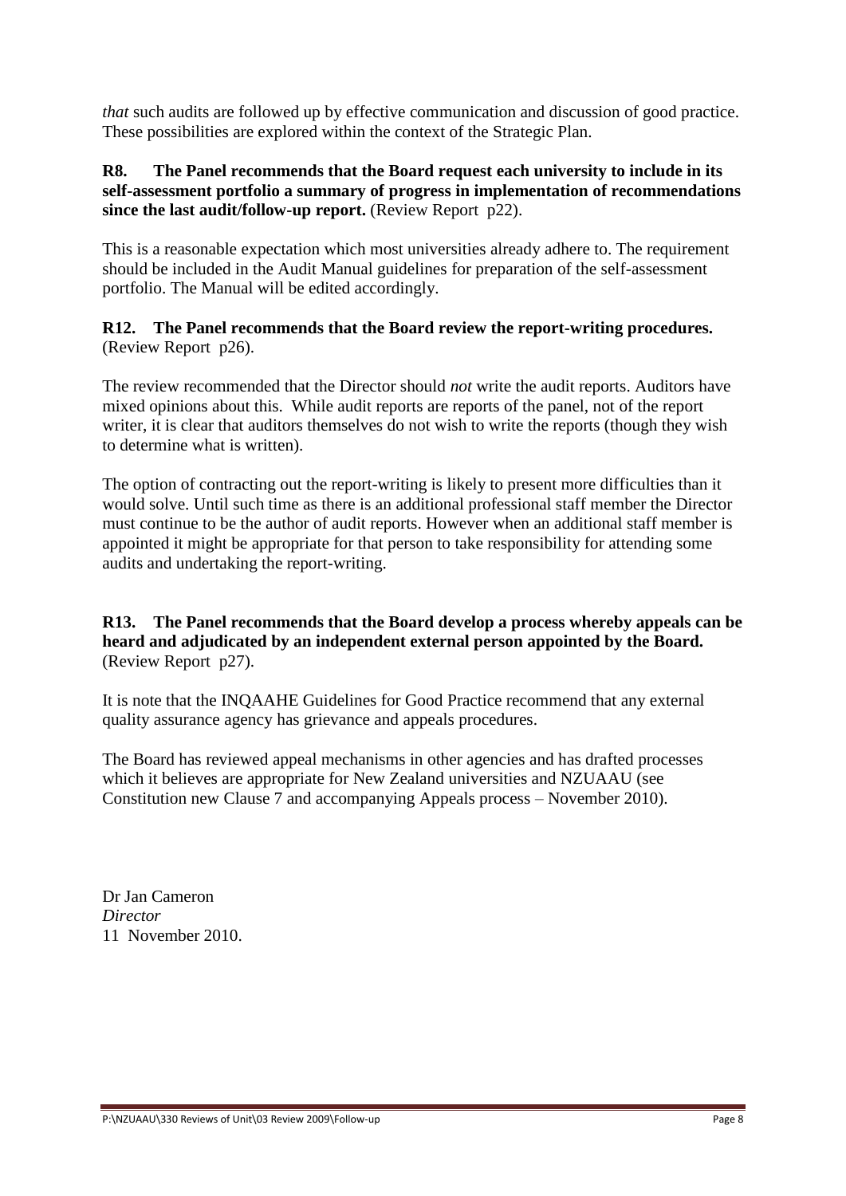*that* such audits are followed up by effective communication and discussion of good practice. These possibilities are explored within the context of the Strategic Plan.

**R8. The Panel recommends that the Board request each university to include in its self-assessment portfolio a summary of progress in implementation of recommendations since the last audit/follow-up report.** (Review Report p22).

This is a reasonable expectation which most universities already adhere to. The requirement should be included in the Audit Manual guidelines for preparation of the self-assessment portfolio. The Manual will be edited accordingly.

**R12. The Panel recommends that the Board review the report-writing procedures.** (Review Report p26).

The review recommended that the Director should *not* write the audit reports. Auditors have mixed opinions about this. While audit reports are reports of the panel, not of the report writer, it is clear that auditors themselves do not wish to write the reports (though they wish to determine what is written).

The option of contracting out the report-writing is likely to present more difficulties than it would solve. Until such time as there is an additional professional staff member the Director must continue to be the author of audit reports. However when an additional staff member is appointed it might be appropriate for that person to take responsibility for attending some audits and undertaking the report-writing.

**R13. The Panel recommends that the Board develop a process whereby appeals can be heard and adjudicated by an independent external person appointed by the Board.** (Review Report p27).

It is note that the INQAAHE Guidelines for Good Practice recommend that any external quality assurance agency has grievance and appeals procedures.

The Board has reviewed appeal mechanisms in other agencies and has drafted processes which it believes are appropriate for New Zealand universities and NZUAAU (see Constitution new Clause 7 and accompanying Appeals process – November 2010).

Dr Jan Cameron
*Director*
11 November 2010.